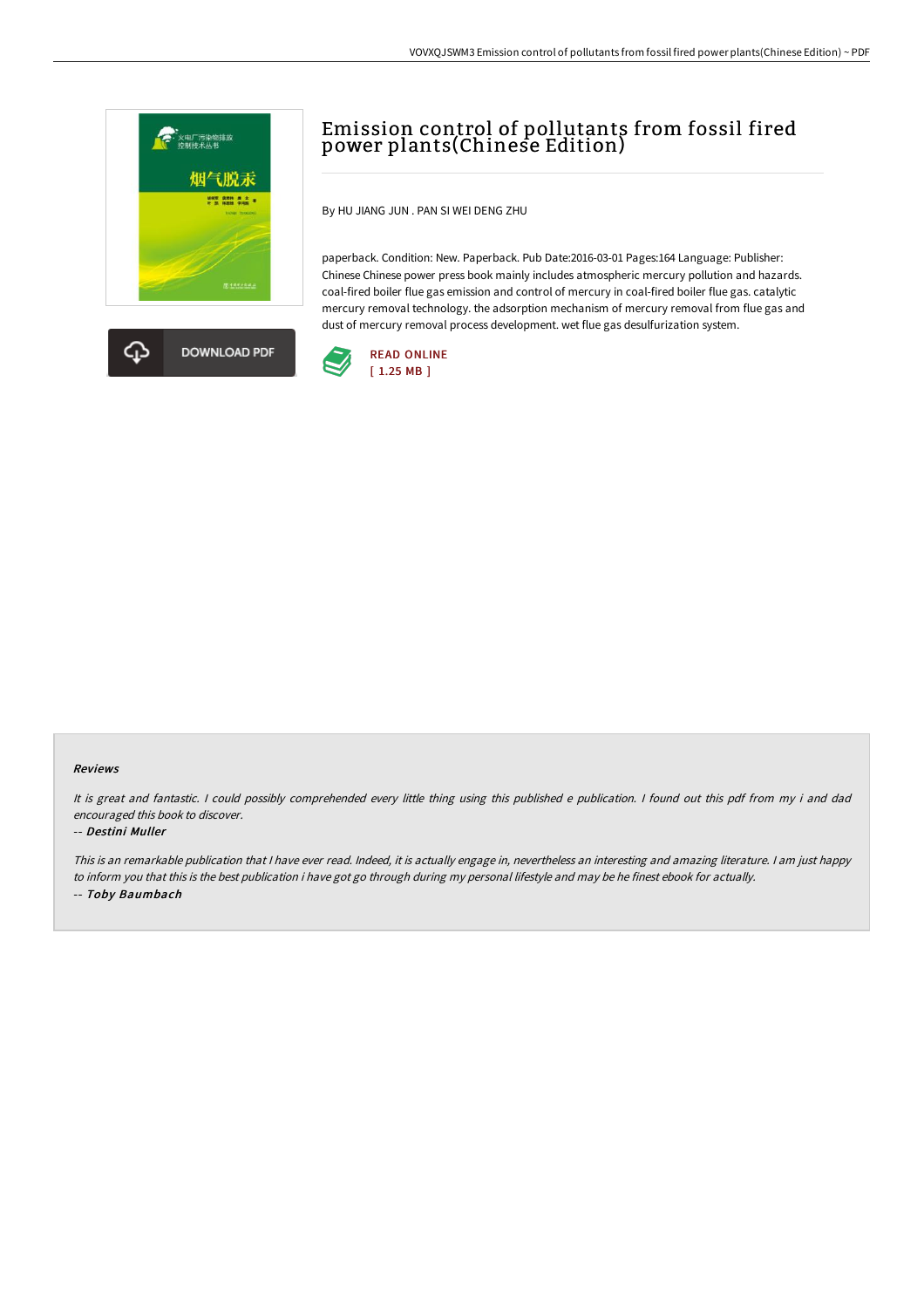# Emission control of pollutants from fossil fired power plants(Chinese Edition)

By HU JIANG JUN . PAN SI WEI DENG ZHU

paperback. Condition: New. Paperback. Pub Date:2016-03-01 Pages:164 Language: Publisher: Chinese Chinese power press book mainly includes atmospheric mercury pollution and hazards. coal-fired boiler flue gas emission and control of mercury in coal-fired boiler flue gas. catalytic mercury removal technology. the adsorption mechanism of mercury removal from flue gas and dust of mercury removal process development. wet flue gas desulfurization system.

DOWNLOAD PDF

READ ONLINE
[ 1.25 MB ]

#### Reviews

*It is great and fantastic. I could possibly comprehended every little thing using this published e publication. I found out this pdf from my i and dad encouraged this book to discover.*

-- *Destini Muller*

*This is an remarkable publication that I have ever read. Indeed, it is actually engage in, nevertheless an interesting and amazing literature. I am just happy to inform you that this is the best publication i have got go through during my personal lifestyle and may be he finest ebook for actually.*

-- *Toby Baumbach*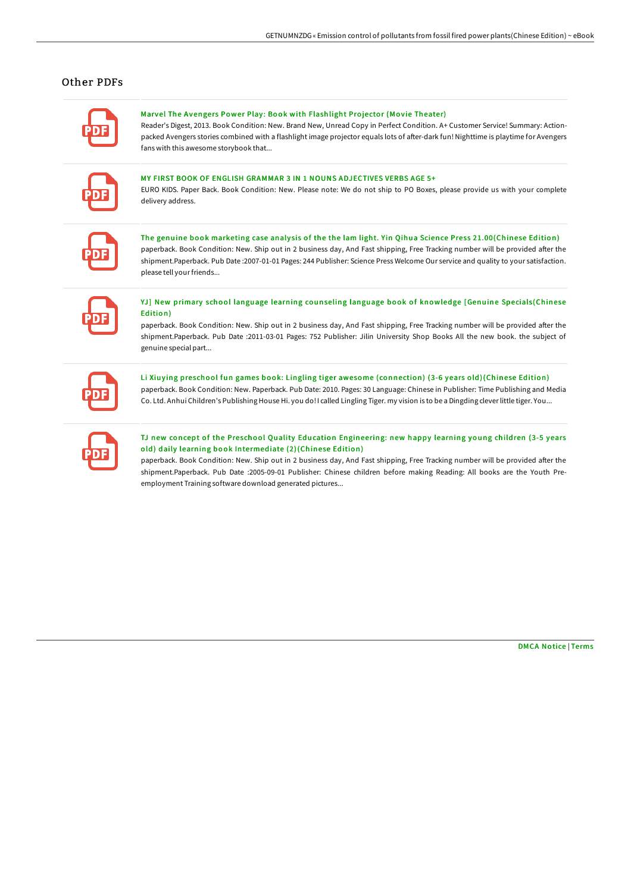## Other PDFs

### Marvel The Avengers Power Play: Book with Flashlight Projector (Movie Theater)

Reader's Digest, 2013. Book Condition: New. Brand New, Unread Copy in Perfect Condition. A+ Customer Service! Summary: Action-packed Avengers stories combined with a flashlight image projector equals lots of after-dark fun! Nighttime is playtime for Avengers fans with this awesome storybook that...

### MY FIRST BOOK OF ENGLISH GRAMMAR 3 IN 1 NOUNS ADJECTIVES VERBS AGE 5+

EURO KIDS. Paper Back. Book Condition: New. Please note: We do not ship to PO Boxes, please provide us with your complete delivery address.

### The genuine book marketing case analysis of the the lam light. Yin Qihua Science Press 21.00(Chinese Edition)

paperback. Book Condition: New. Ship out in 2 business day, And Fast shipping, Free Tracking number will be provided after the shipment.Paperback. Pub Date :2007-01-01 Pages: 244 Publisher: Science Press Welcome Our service and quality to your satisfaction. please tell your friends...

### YJ] New primary school language learning counseling language book of knowledge [Genuine Specials(Chinese Edition)

paperback. Book Condition: New. Ship out in 2 business day, And Fast shipping, Free Tracking number will be provided after the shipment.Paperback. Pub Date :2011-03-01 Pages: 752 Publisher: Jilin University Shop Books All the new book. the subject of genuine special part...

### Li Xiuying preschool fun games book: Lingling tiger awesome (connection) (3-6 years old)(Chinese Edition)

paperback. Book Condition: New. Paperback. Pub Date: 2010. Pages: 30 Language: Chinese in Publisher: Time Publishing and Media Co. Ltd. Anhui Children's Publishing House Hi. you do! I called Lingling Tiger. my vision is to be a Dingding clever little tiger. You...

### TJ new concept of the Preschool Quality Education Engineering: new happy learning young children (3-5 years old) daily learning book Intermediate (2)(Chinese Edition)

paperback. Book Condition: New. Ship out in 2 business day, And Fast shipping, Free Tracking number will be provided after the shipment.Paperback. Pub Date :2005-09-01 Publisher: Chinese children before making Reading: All books are the Youth Pre-employment Training software download generated pictures...